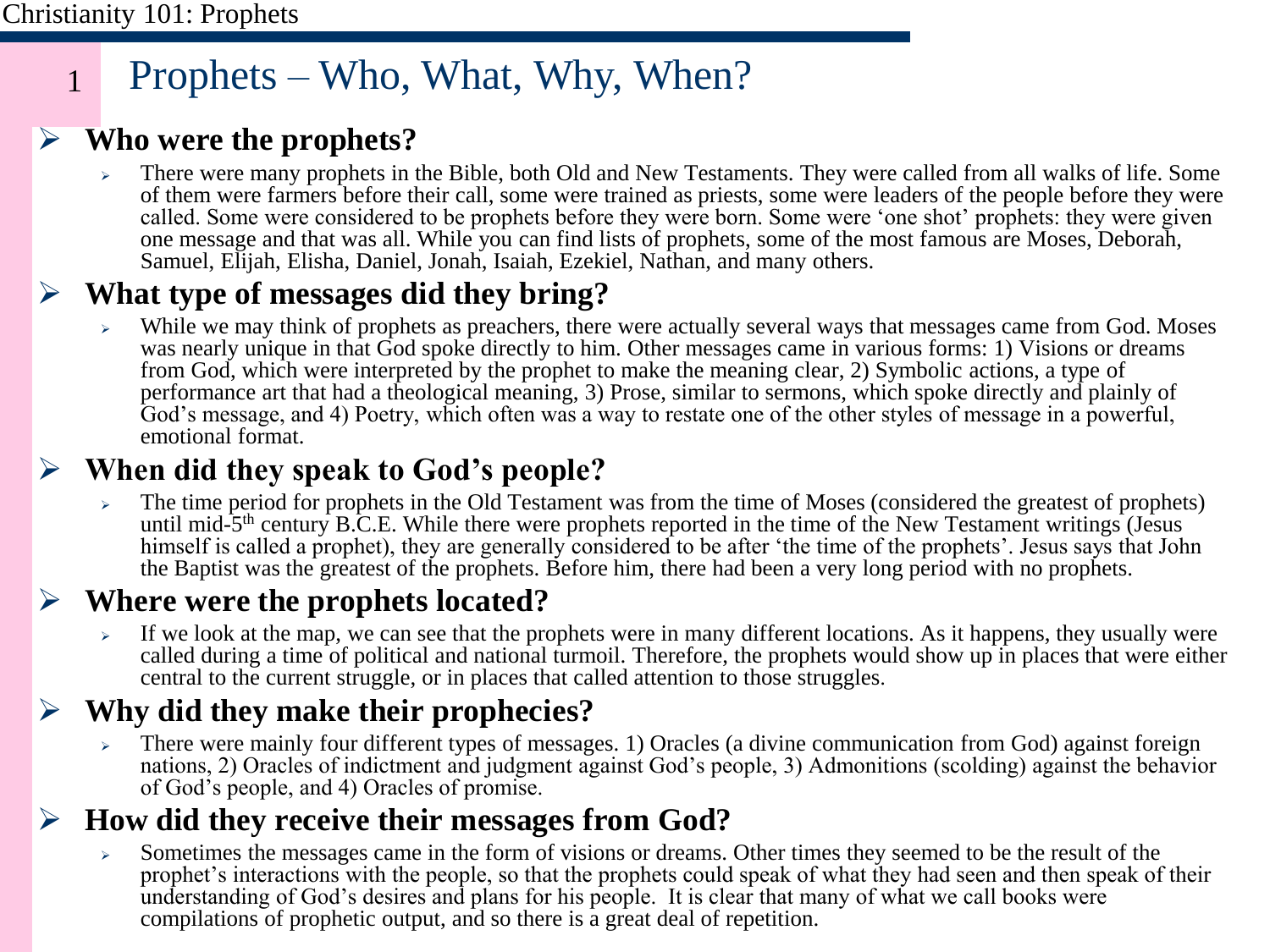# Prophets – Who, What, Why, When?

## Who were the prophets?

- There were many prophets in the Bible, both Old and New Testaments. They were called from all walks of life. Some of them were farmers before their call, some were trained as priests, some were leaders of the people before they were called. Some were considered to be prophets before they were born. Some were 'one shot' prophets: they were given one message and that was all. While you can find lists of prophets, some of the most famous are Moses, Deborah, Samuel, Elijah, Elisha, Daniel, Jonah, Isaiah, Ezekiel, Nathan, and many others.

## What type of messages did they bring?

- While we may think of prophets as preachers, there were actually several ways that messages came from God. Moses was nearly unique in that God spoke directly to him. Other messages came in various forms: 1) Visions or dreams from God, which were interpreted by the prophet to make the meaning clear, 2) Symbolic actions, a type of performance art that had a theological meaning, 3) Prose, similar to sermons, which spoke directly and plainly of God's message, and 4) Poetry, which often was a way to restate one of the other styles of message in a powerful, emotional format.

## When did they speak to God's people?

- The time period for prophets in the Old Testament was from the time of Moses (considered the greatest of prophets) until mid-5th century B.C.E. While there were prophets reported in the time of the New Testament writings (Jesus himself is called a prophet), they are generally considered to be after 'the time of the prophets'. Jesus says that John the Baptist was the greatest of the prophets. Before him, there had been a very long period with no prophets.

## Where were the prophets located?

- If we look at the map, we can see that the prophets were in many different locations. As it happens, they usually were called during a time of political and national turmoil. Therefore, the prophets would show up in places that were either central to the current struggle, or in places that called attention to those struggles.

## Why did they make their prophecies?

- There were mainly four different types of messages. 1) Oracles (a divine communication from God) against foreign nations, 2) Oracles of indictment and judgment against God's people, 3) Admonitions (scolding) against the behavior of God's people, and 4) Oracles of promise.

## How did they receive their messages from God?

- Sometimes the messages came in the form of visions or dreams. Other times they seemed to be the result of the prophet's interactions with the people, so that the prophets could speak of what they had seen and then speak of their understanding of God's desires and plans for his people. It is clear that many of what we call books were compilations of prophetic output, and so there is a great deal of repetition.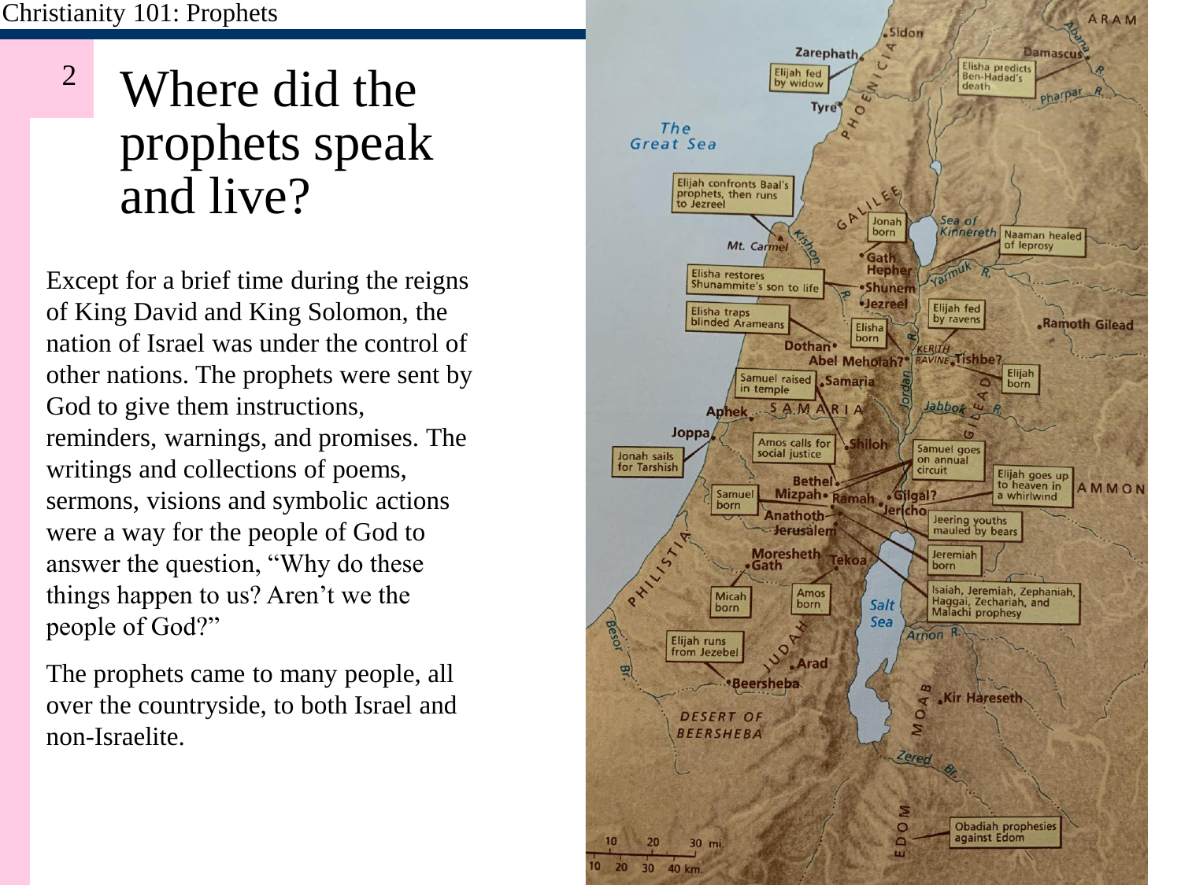# Where did the prophets speak and live?

Except for a brief time during the reigns of King David and King Solomon, the nation of Israel was under the control of other nations. The prophets were sent by God to give them instructions, reminders, warnings, and promises. The writings and collections of poems, sermons, visions and symbolic actions were a way for the people of God to answer the question, "Why do these things happen to us? Aren't we the people of God?"

The prophets came to many people, all over the countryside, to both Israel and non-Israelite.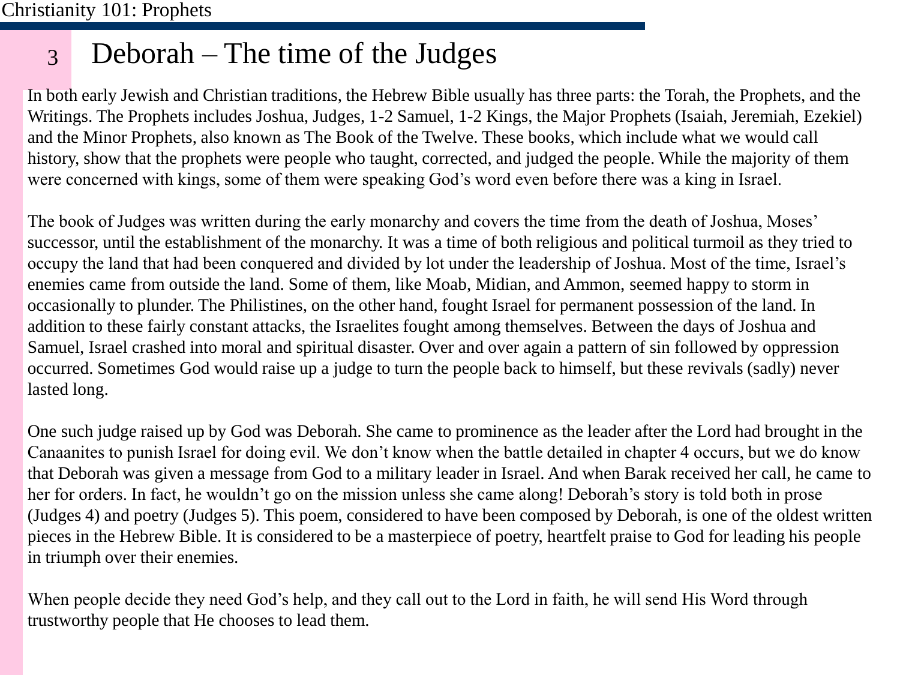# Deborah – The time of the Judges

In both early Jewish and Christian traditions, the Hebrew Bible usually has three parts: the Torah, the Prophets, and the Writings. The Prophets includes Joshua, Judges, 1-2 Samuel, 1-2 Kings, the Major Prophets (Isaiah, Jeremiah, Ezekiel) and the Minor Prophets, also known as The Book of the Twelve. These books, which include what we would call history, show that the prophets were people who taught, corrected, and judged the people. While the majority of them were concerned with kings, some of them were speaking God's word even before there was a king in Israel.

The book of Judges was written during the early monarchy and covers the time from the death of Joshua, Moses' successor, until the establishment of the monarchy. It was a time of both religious and political turmoil as they tried to occupy the land that had been conquered and divided by lot under the leadership of Joshua. Most of the time, Israel's enemies came from outside the land. Some of them, like Moab, Midian, and Ammon, seemed happy to storm in occasionally to plunder. The Philistines, on the other hand, fought Israel for permanent possession of the land. In addition to these fairly constant attacks, the Israelites fought among themselves. Between the days of Joshua and Samuel, Israel crashed into moral and spiritual disaster. Over and over again a pattern of sin followed by oppression occurred. Sometimes God would raise up a judge to turn the people back to himself, but these revivals (sadly) never lasted long.

One such judge raised up by God was Deborah. She came to prominence as the leader after the Lord had brought in the Canaanites to punish Israel for doing evil. We don't know when the battle detailed in chapter 4 occurs, but we do know that Deborah was given a message from God to a military leader in Israel. And when Barak received her call, he came to her for orders. In fact, he wouldn't go on the mission unless she came along! Deborah's story is told both in prose (Judges 4) and poetry (Judges 5). This poem, considered to have been composed by Deborah, is one of the oldest written pieces in the Hebrew Bible. It is considered to be a masterpiece of poetry, heartfelt praise to God for leading his people in triumph over their enemies.

When people decide they need God's help, and they call out to the Lord in faith, he will send His Word through trustworthy people that He chooses to lead them.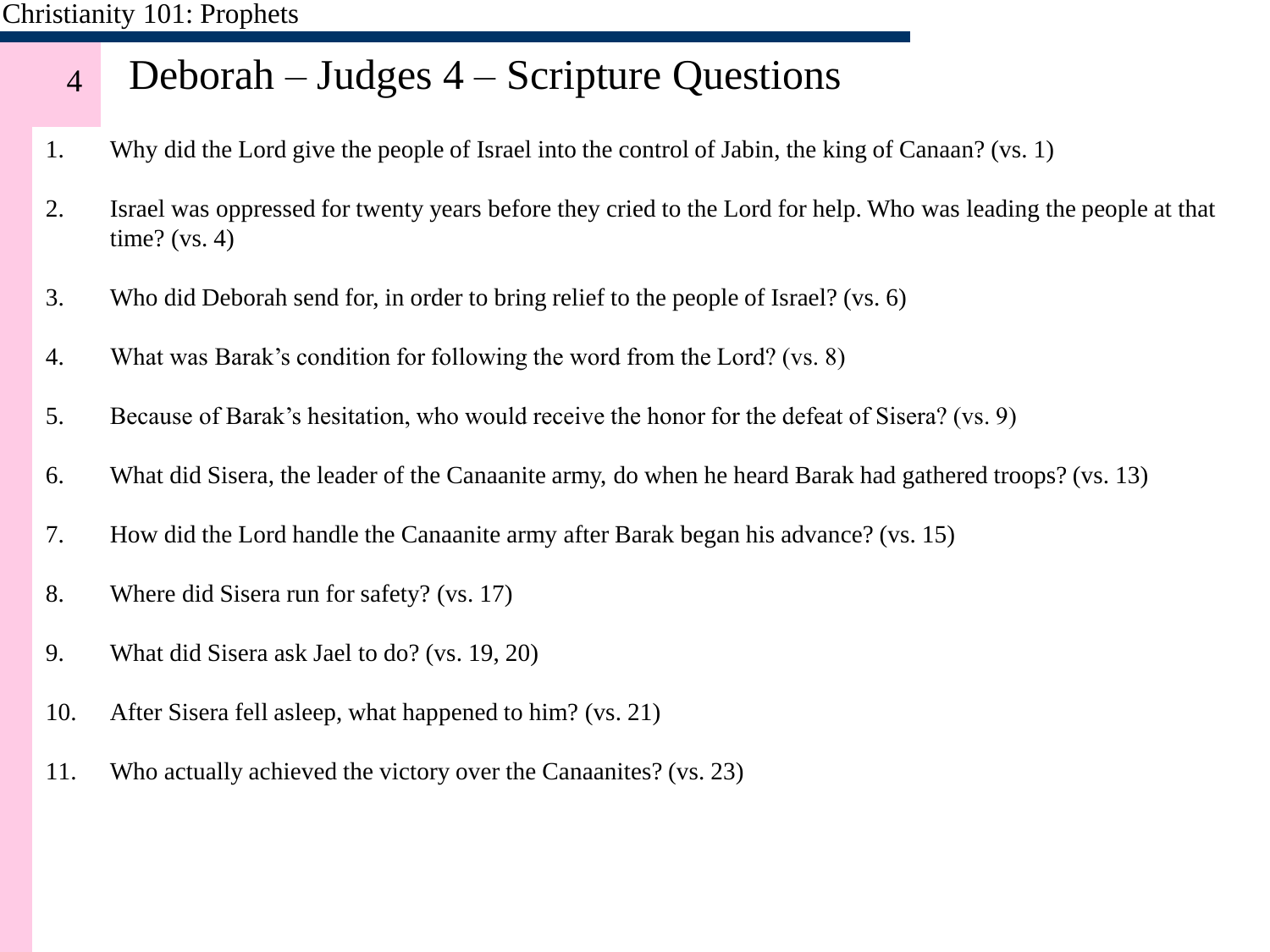# Deborah – Judges 4 – Scripture Questions

1. Why did the Lord give the people of Israel into the control of Jabin, the king of Canaan? (vs. 1)
2. Israel was oppressed for twenty years before they cried to the Lord for help. Who was leading the people at that time? (vs. 4)
3. Who did Deborah send for, in order to bring relief to the people of Israel? (vs. 6)
4. What was Barak's condition for following the word from the Lord? (vs. 8)
5. Because of Barak's hesitation, who would receive the honor for the defeat of Sisera? (vs. 9)
6. What did Sisera, the leader of the Canaanite army, do when he heard Barak had gathered troops? (vs. 13)
7. How did the Lord handle the Canaanite army after Barak began his advance? (vs. 15)
8. Where did Sisera run for safety? (vs. 17)
9. What did Sisera ask Jael to do? (vs. 19, 20)
10. After Sisera fell asleep, what happened to him? (vs. 21)
11. Who actually achieved the victory over the Canaanites? (vs. 23)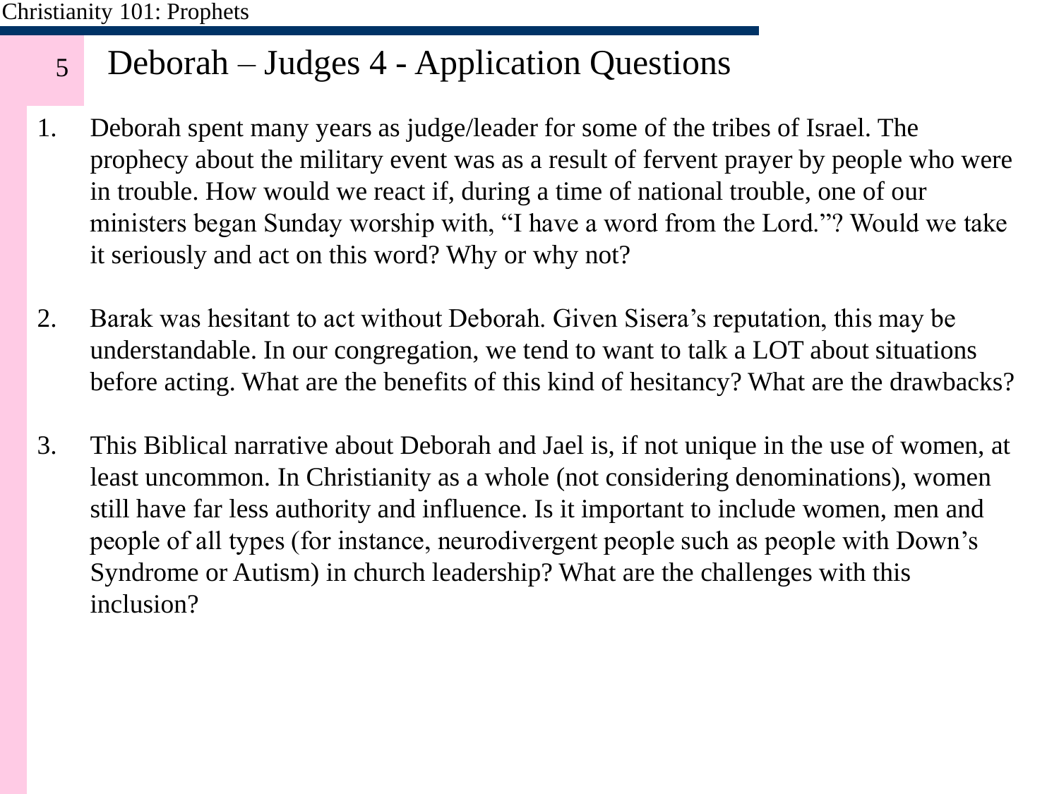# Deborah – Judges 4 - Application Questions

1. Deborah spent many years as judge/leader for some of the tribes of Israel. The prophecy about the military event was as a result of fervent prayer by people who were in trouble. How would we react if, during a time of national trouble, one of our ministers began Sunday worship with, "I have a word from the Lord."? Would we take it seriously and act on this word? Why or why not?

2. Barak was hesitant to act without Deborah. Given Sisera's reputation, this may be understandable. In our congregation, we tend to want to talk a LOT about situations before acting. What are the benefits of this kind of hesitancy? What are the drawbacks?

3. This Biblical narrative about Deborah and Jael is, if not unique in the use of women, at least uncommon. In Christianity as a whole (not considering denominations), women still have far less authority and influence. Is it important to include women, men and people of all types (for instance, neurodivergent people such as people with Down's Syndrome or Autism) in church leadership? What are the challenges with this inclusion?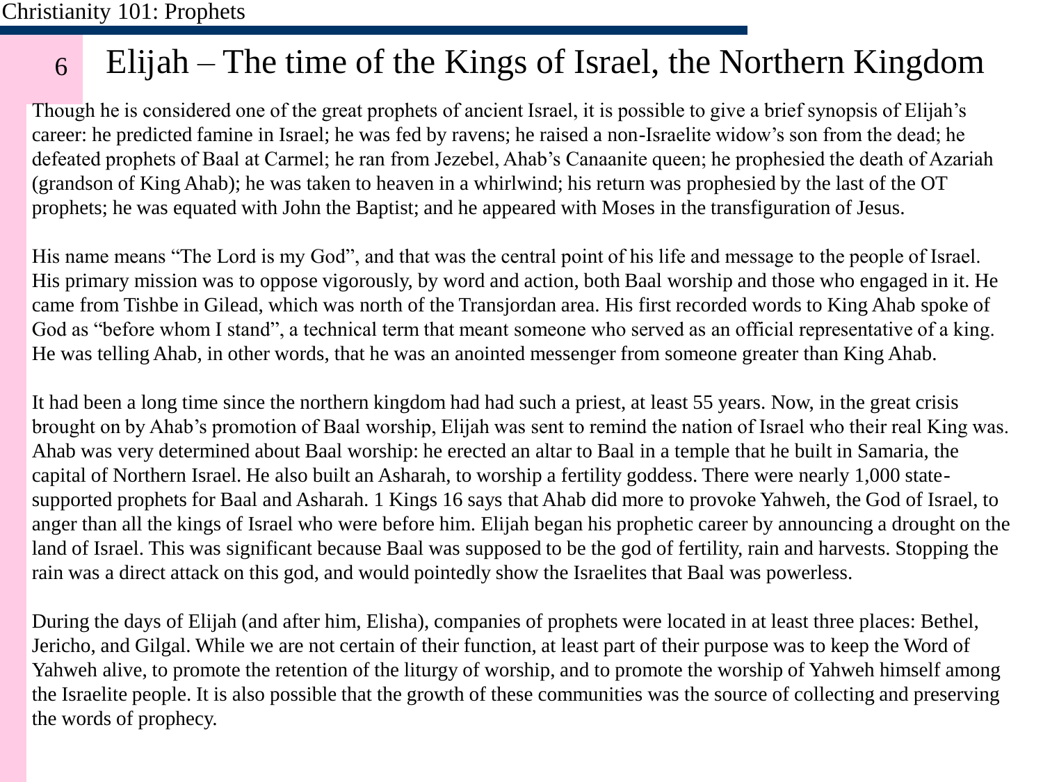# Elijah – The time of the Kings of Israel, the Northern Kingdom

Though he is considered one of the great prophets of ancient Israel, it is possible to give a brief synopsis of Elijah's career: he predicted famine in Israel; he was fed by ravens; he raised a non-Israelite widow's son from the dead; he defeated prophets of Baal at Carmel; he ran from Jezebel, Ahab's Canaanite queen; he prophesied the death of Azariah (grandson of King Ahab); he was taken to heaven in a whirlwind; his return was prophesied by the last of the OT prophets; he was equated with John the Baptist; and he appeared with Moses in the transfiguration of Jesus.

His name means "The Lord is my God", and that was the central point of his life and message to the people of Israel. His primary mission was to oppose vigorously, by word and action, both Baal worship and those who engaged in it. He came from Tishbe in Gilead, which was north of the Transjordan area. His first recorded words to King Ahab spoke of God as "before whom I stand", a technical term that meant someone who served as an official representative of a king. He was telling Ahab, in other words, that he was an anointed messenger from someone greater than King Ahab.

It had been a long time since the northern kingdom had had such a priest, at least 55 years. Now, in the great crisis brought on by Ahab's promotion of Baal worship, Elijah was sent to remind the nation of Israel who their real King was. Ahab was very determined about Baal worship: he erected an altar to Baal in a temple that he built in Samaria, the capital of Northern Israel. He also built an Asharah, to worship a fertility goddess. There were nearly 1,000 state-supported prophets for Baal and Asharah. 1 Kings 16 says that Ahab did more to provoke Yahweh, the God of Israel, to anger than all the kings of Israel who were before him. Elijah began his prophetic career by announcing a drought on the land of Israel. This was significant because Baal was supposed to be the god of fertility, rain and harvests. Stopping the rain was a direct attack on this god, and would pointedly show the Israelites that Baal was powerless.

During the days of Elijah (and after him, Elisha), companies of prophets were located in at least three places: Bethel, Jericho, and Gilgal. While we are not certain of their function, at least part of their purpose was to keep the Word of Yahweh alive, to promote the retention of the liturgy of worship, and to promote the worship of Yahweh himself among the Israelite people. It is also possible that the growth of these communities was the source of collecting and preserving the words of prophecy.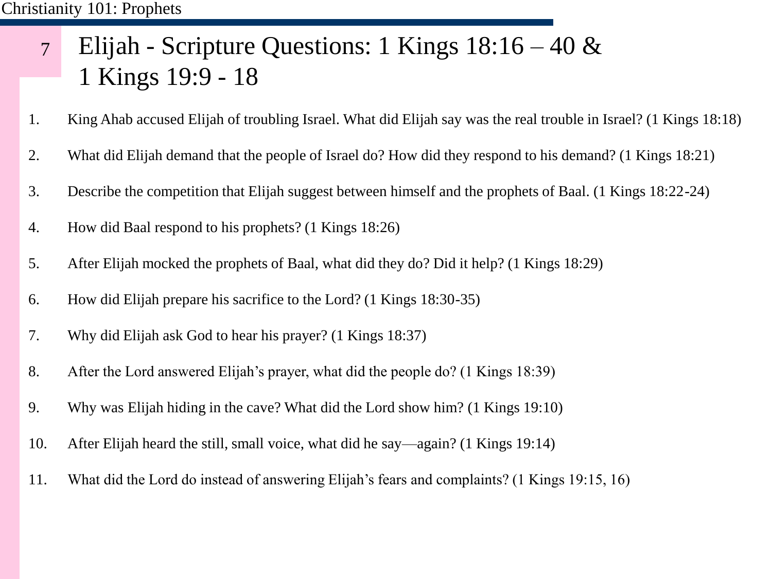# Elijah - Scripture Questions: 1 Kings 18:16 – 40 & 1 Kings 19:9 - 18

1. King Ahab accused Elijah of troubling Israel. What did Elijah say was the real trouble in Israel? (1 Kings 18:18)
2. What did Elijah demand that the people of Israel do? How did they respond to his demand? (1 Kings 18:21)
3. Describe the competition that Elijah suggest between himself and the prophets of Baal. (1 Kings 18:22-24)
4. How did Baal respond to his prophets? (1 Kings 18:26)
5. After Elijah mocked the prophets of Baal, what did they do? Did it help? (1 Kings 18:29)
6. How did Elijah prepare his sacrifice to the Lord? (1 Kings 18:30-35)
7. Why did Elijah ask God to hear his prayer? (1 Kings 18:37)
8. After the Lord answered Elijah's prayer, what did the people do? (1 Kings 18:39)
9. Why was Elijah hiding in the cave? What did the Lord show him? (1 Kings 19:10)
10. After Elijah heard the still, small voice, what did he say—again? (1 Kings 19:14)
11. What did the Lord do instead of answering Elijah's fears and complaints? (1 Kings 19:15, 16)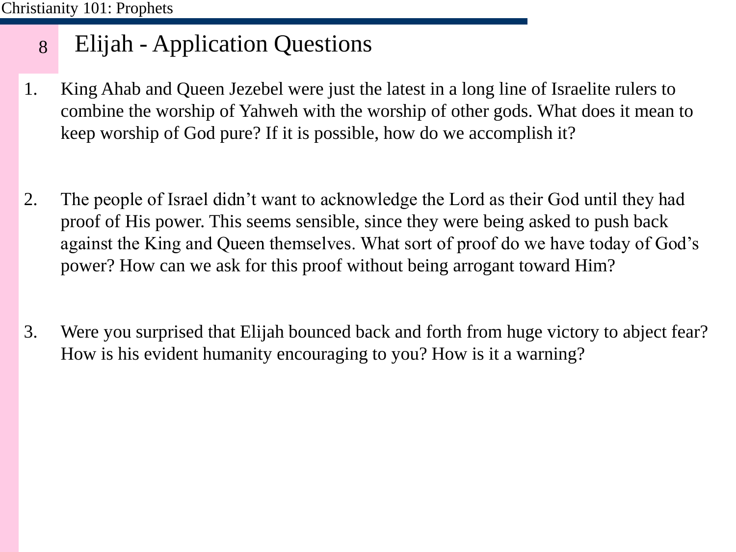# Elijah - Application Questions

1. King Ahab and Queen Jezebel were just the latest in a long line of Israelite rulers to combine the worship of Yahweh with the worship of other gods. What does it mean to keep worship of God pure? If it is possible, how do we accomplish it?

2. The people of Israel didn't want to acknowledge the Lord as their God until they had proof of His power. This seems sensible, since they were being asked to push back against the King and Queen themselves. What sort of proof do we have today of God's power? How can we ask for this proof without being arrogant toward Him?

3. Were you surprised that Elijah bounced back and forth from huge victory to abject fear? How is his evident humanity encouraging to you? How is it a warning?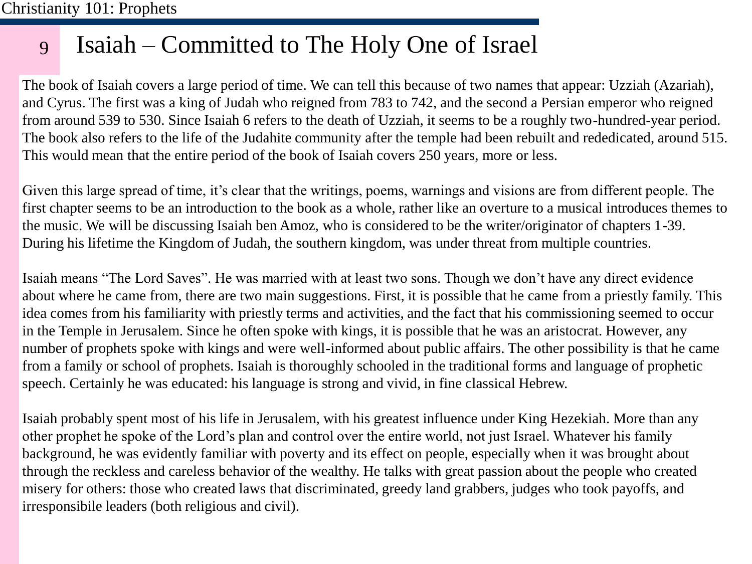# Isaiah – Committed to The Holy One of Israel

The book of Isaiah covers a large period of time. We can tell this because of two names that appear: Uzziah (Azariah), and Cyrus. The first was a king of Judah who reigned from 783 to 742, and the second a Persian emperor who reigned from around 539 to 530. Since Isaiah 6 refers to the death of Uzziah, it seems to be a roughly two-hundred-year period. The book also refers to the life of the Judahite community after the temple had been rebuilt and rededicated, around 515. This would mean that the entire period of the book of Isaiah covers 250 years, more or less.

Given this large spread of time, it's clear that the writings, poems, warnings and visions are from different people. The first chapter seems to be an introduction to the book as a whole, rather like an overture to a musical introduces themes to the music. We will be discussing Isaiah ben Amoz, who is considered to be the writer/originator of chapters 1-39. During his lifetime the Kingdom of Judah, the southern kingdom, was under threat from multiple countries.

Isaiah means "The Lord Saves". He was married with at least two sons. Though we don't have any direct evidence about where he came from, there are two main suggestions. First, it is possible that he came from a priestly family. This idea comes from his familiarity with priestly terms and activities, and the fact that his commissioning seemed to occur in the Temple in Jerusalem. Since he often spoke with kings, it is possible that he was an aristocrat. However, any number of prophets spoke with kings and were well-informed about public affairs. The other possibility is that he came from a family or school of prophets. Isaiah is thoroughly schooled in the traditional forms and language of prophetic speech. Certainly he was educated: his language is strong and vivid, in fine classical Hebrew.

Isaiah probably spent most of his life in Jerusalem, with his greatest influence under King Hezekiah. More than any other prophet he spoke of the Lord's plan and control over the entire world, not just Israel. Whatever his family background, he was evidently familiar with poverty and its effect on people, especially when it was brought about through the reckless and careless behavior of the wealthy. He talks with great passion about the people who created misery for others: those who created laws that discriminated, greedy land grabbers, judges who took payoffs, and irresponsibile leaders (both religious and civil).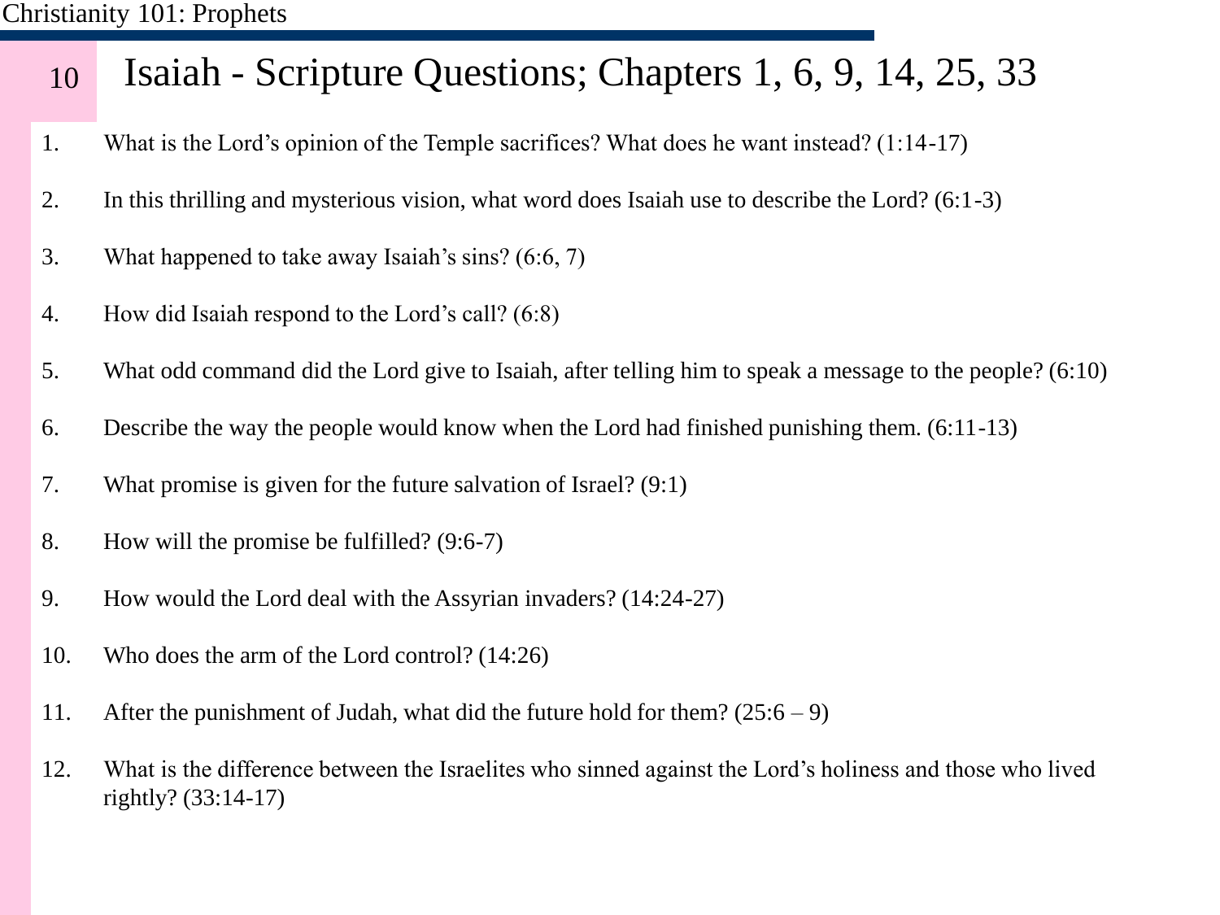# Isaiah - Scripture Questions; Chapters 1, 6, 9, 14, 25, 33

1. What is the Lord's opinion of the Temple sacrifices? What does he want instead? (1:14-17)
2. In this thrilling and mysterious vision, what word does Isaiah use to describe the Lord? (6:1-3)
3. What happened to take away Isaiah's sins? (6:6, 7)
4. How did Isaiah respond to the Lord's call? (6:8)
5. What odd command did the Lord give to Isaiah, after telling him to speak a message to the people? (6:10)
6. Describe the way the people would know when the Lord had finished punishing them. (6:11-13)
7. What promise is given for the future salvation of Israel? (9:1)
8. How will the promise be fulfilled? (9:6-7)
9. How would the Lord deal with the Assyrian invaders? (14:24-27)
10. Who does the arm of the Lord control? (14:26)
11. After the punishment of Judah, what did the future hold for them? (25:6 – 9)
12. What is the difference between the Israelites who sinned against the Lord's holiness and those who lived rightly? (33:14-17)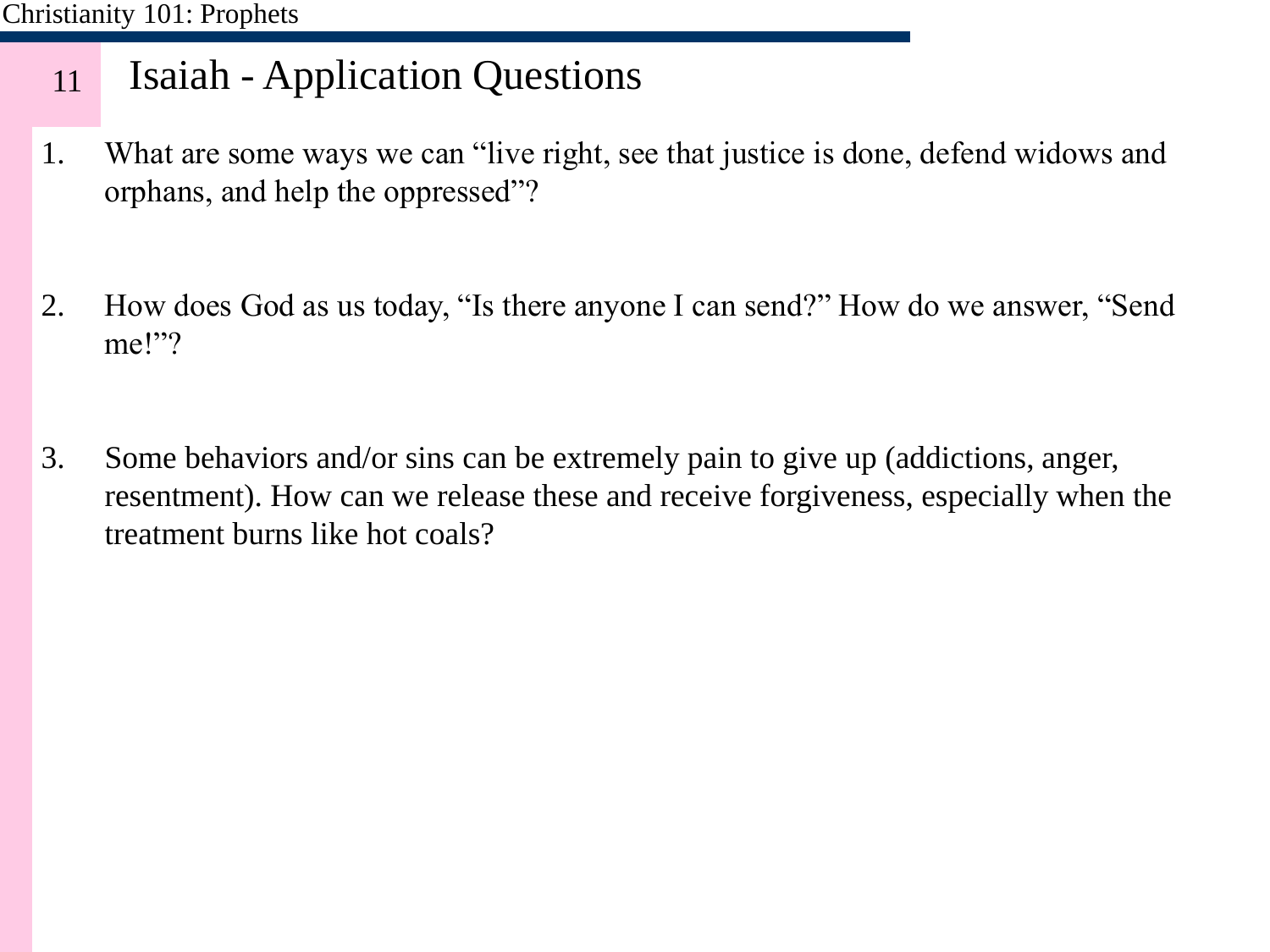# Isaiah - Application Questions

1. What are some ways we can "live right, see that justice is done, defend widows and orphans, and help the oppressed"?

2. How does God as us today, "Is there anyone I can send?" How do we answer, "Send me!"?

3. Some behaviors and/or sins can be extremely pain to give up (addictions, anger, resentment). How can we release these and receive forgiveness, especially when the treatment burns like hot coals?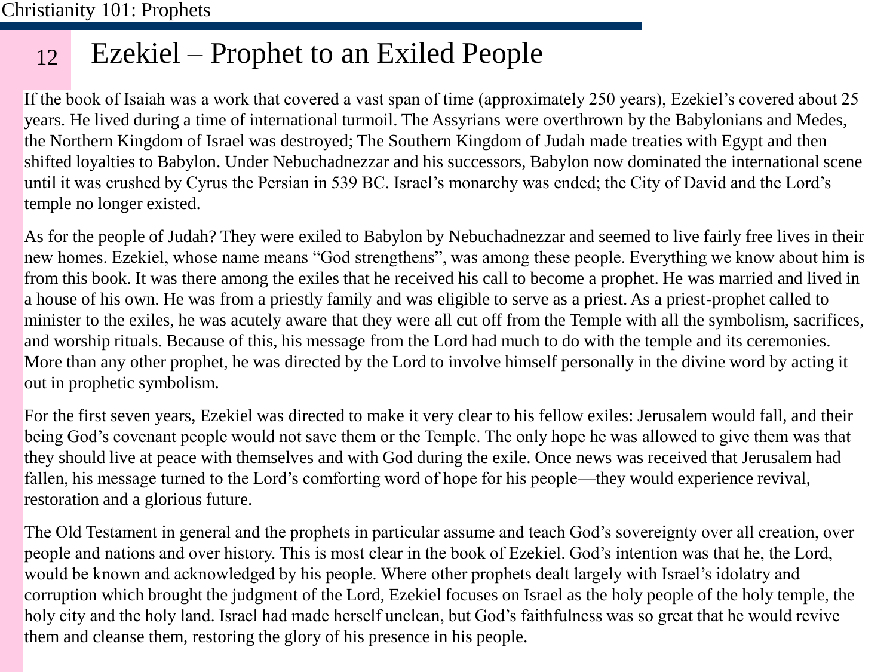# Ezekiel – Prophet to an Exiled People

If the book of Isaiah was a work that covered a vast span of time (approximately 250 years), Ezekiel's covered about 25 years. He lived during a time of international turmoil. The Assyrians were overthrown by the Babylonians and Medes, the Northern Kingdom of Israel was destroyed; The Southern Kingdom of Judah made treaties with Egypt and then shifted loyalties to Babylon. Under Nebuchadnezzar and his successors, Babylon now dominated the international scene until it was crushed by Cyrus the Persian in 539 BC. Israel's monarchy was ended; the City of David and the Lord's temple no longer existed.

As for the people of Judah? They were exiled to Babylon by Nebuchadnezzar and seemed to live fairly free lives in their new homes. Ezekiel, whose name means "God strengthens", was among these people. Everything we know about him is from this book. It was there among the exiles that he received his call to become a prophet. He was married and lived in a house of his own. He was from a priestly family and was eligible to serve as a priest. As a priest-prophet called to minister to the exiles, he was acutely aware that they were all cut off from the Temple with all the symbolism, sacrifices, and worship rituals. Because of this, his message from the Lord had much to do with the temple and its ceremonies. More than any other prophet, he was directed by the Lord to involve himself personally in the divine word by acting it out in prophetic symbolism.

For the first seven years, Ezekiel was directed to make it very clear to his fellow exiles: Jerusalem would fall, and their being God's covenant people would not save them or the Temple. The only hope he was allowed to give them was that they should live at peace with themselves and with God during the exile. Once news was received that Jerusalem had fallen, his message turned to the Lord's comforting word of hope for his people—they would experience revival, restoration and a glorious future.

The Old Testament in general and the prophets in particular assume and teach God's sovereignty over all creation, over people and nations and over history. This is most clear in the book of Ezekiel. God's intention was that he, the Lord, would be known and acknowledged by his people. Where other prophets dealt largely with Israel's idolatry and corruption which brought the judgment of the Lord, Ezekiel focuses on Israel as the holy people of the holy temple, the holy city and the holy land. Israel had made herself unclean, but God's faithfulness was so great that he would revive them and cleanse them, restoring the glory of his presence in his people.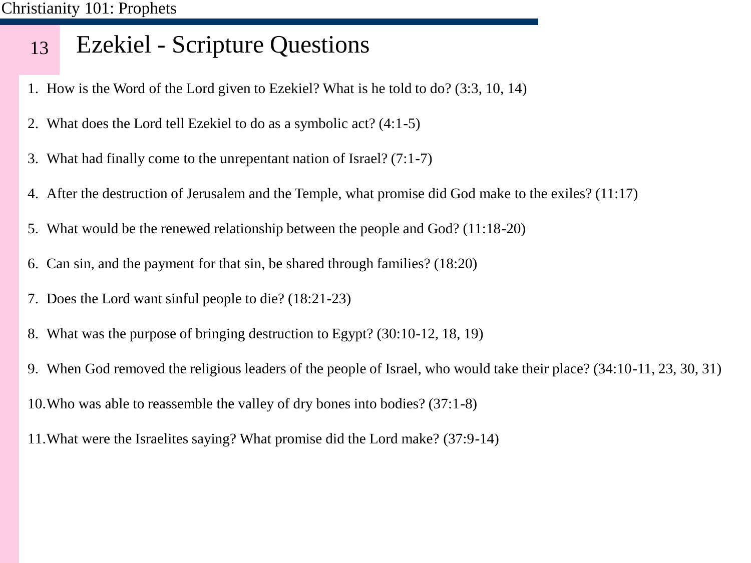# Ezekiel - Scripture Questions

1. How is the Word of the Lord given to Ezekiel? What is he told to do? (3:3, 10, 14)
2. What does the Lord tell Ezekiel to do as a symbolic act? (4:1-5)
3. What had finally come to the unrepentant nation of Israel? (7:1-7)
4. After the destruction of Jerusalem and the Temple, what promise did God make to the exiles? (11:17)
5. What would be the renewed relationship between the people and God? (11:18-20)
6. Can sin, and the payment for that sin, be shared through families? (18:20)
7. Does the Lord want sinful people to die? (18:21-23)
8. What was the purpose of bringing destruction to Egypt? (30:10-12, 18, 19)
9. When God removed the religious leaders of the people of Israel, who would take their place? (34:10-11, 23, 30, 31)
10. Who was able to reassemble the valley of dry bones into bodies? (37:1-8)
11. What were the Israelites saying? What promise did the Lord make? (37:9-14)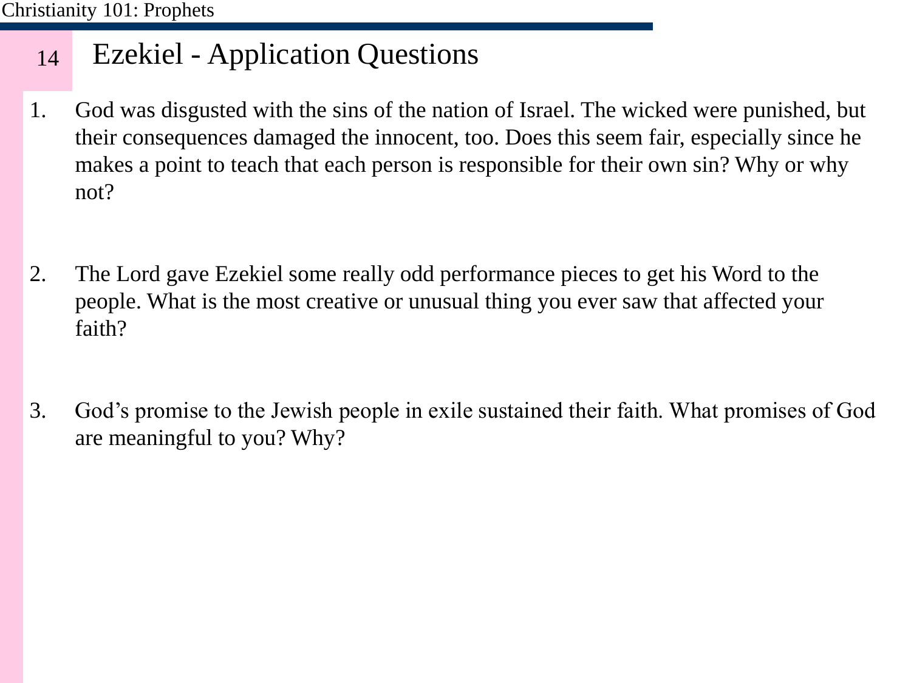# Ezekiel - Application Questions

1. God was disgusted with the sins of the nation of Israel. The wicked were punished, but their consequences damaged the innocent, too. Does this seem fair, especially since he makes a point to teach that each person is responsible for their own sin? Why or why not?

2. The Lord gave Ezekiel some really odd performance pieces to get his Word to the people. What is the most creative or unusual thing you ever saw that affected your faith?

3. God's promise to the Jewish people in exile sustained their faith. What promises of God are meaningful to you? Why?